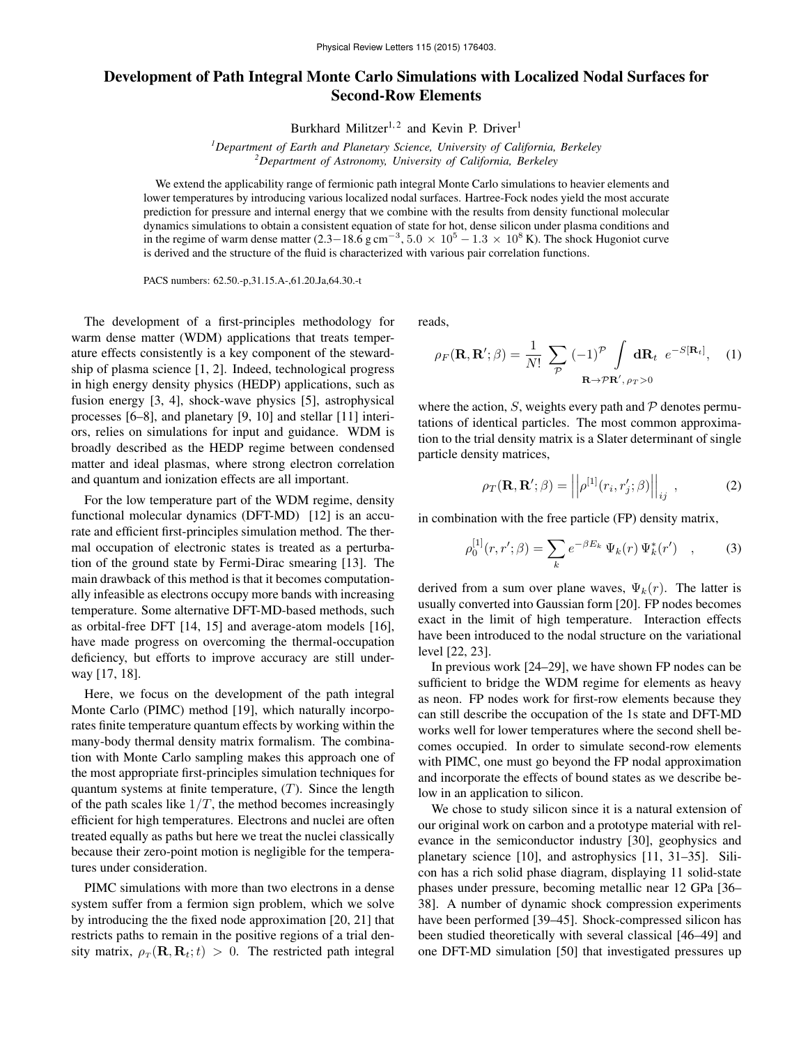# Development of Path Integral Monte Carlo Simulations with Localized Nodal Surfaces for Second-Row Elements

Burkhard Militzer[1,2] and Kevin P. Driver[1]

[1]*Department of Earth and Planetary Science, University of California, Berkeley*
[2]*Department of Astronomy, University of California, Berkeley*

We extend the applicability range of fermionic path integral Monte Carlo simulations to heavier elements and lower temperatures by introducing various localized nodal surfaces. Hartree-Fock nodes yield the most accurate prediction for pressure and internal energy that we combine with the results from density functional molecular dynamics simulations to obtain a consistent equation of state for hot, dense silicon under plasma conditions and in the regime of warm dense matter (2.3−18.6 g cm$^{-3}$, 5.0 × 10$^5$ − 1.3 × 10$^8$ K). The shock Hugoniot curve is derived and the structure of the fluid is characterized with various pair correlation functions.

PACS numbers: 62.50.-p,31.15.A-,61.20.Ja,64.30.-t

The development of a first-principles methodology for warm dense matter (WDM) applications that treats temperature effects consistently is a key component of the stewardship of plasma science [1, 2]. Indeed, technological progress in high energy density physics (HEDP) applications, such as fusion energy [3, 4], shock-wave physics [5], astrophysical processes [6–8], and planetary [9, 10] and stellar [11] interiors, relies on simulations for input and guidance. WDM is broadly described as the HEDP regime between condensed matter and ideal plasmas, where strong electron correlation and quantum and ionization effects are all important.

For the low temperature part of the WDM regime, density functional molecular dynamics (DFT-MD) [12] is an accurate and efficient first-principles simulation method. The thermal occupation of electronic states is treated as a perturbation of the ground state by Fermi-Dirac smearing [13]. The main drawback of this method is that it becomes computationally infeasible as electrons occupy more bands with increasing temperature. Some alternative DFT-MD-based methods, such as orbital-free DFT [14, 15] and average-atom models [16], have made progress on overcoming the thermal-occupation deficiency, but efforts to improve accuracy are still underway [17, 18].

Here, we focus on the development of the path integral Monte Carlo (PIMC) method [19], which naturally incorporates finite temperature quantum effects by working within the many-body thermal density matrix formalism. The combination with Monte Carlo sampling makes this approach one of the most appropriate first-principles simulation techniques for quantum systems at finite temperature, ($T$). Since the length of the path scales like $1/T$, the method becomes increasingly efficient for high temperatures. Electrons and nuclei are often treated equally as paths but here we treat the nuclei classically because their zero-point motion is negligible for the temperatures under consideration.

PIMC simulations with more than two electrons in a dense system suffer from a fermion sign problem, which we solve by introducing the the fixed node approximation [20, 21] that restricts paths to remain in the positive regions of a trial density matrix, $\rho_T(\mathbf{R}, \mathbf{R}_t; t) > 0$. The restricted path integral reads,

$$\rho_F(\mathbf{R}, \mathbf{R}'; \beta) = \frac{1}{N!} \sum_{\mathcal{P}} (-1)^{\mathcal{P}} \int\limits_{\mathbf{R} \to \mathcal{P}\mathbf{R}',\, \rho_T > 0} \mathbf{dR}_t \; e^{-S[\mathbf{R}_t]}, \quad (1)$$

where the action, $S$, weights every path and $\mathcal{P}$ denotes permutations of identical particles. The most common approximation to the trial density matrix is a Slater determinant of single particle density matrices,

$$\rho_T(\mathbf{R}, \mathbf{R}'; \beta) = \left|\left| \rho^{[1]}(r_i, r_j'; \beta) \right|\right|_{ij} \;, \quad (2)$$

in combination with the free particle (FP) density matrix,

$$\rho_0^{[1]}(r, r'; \beta) = \sum_k e^{-\beta E_k} \, \Psi_k(r) \, \Psi_k^*(r') \quad , \quad (3)$$

derived from a sum over plane waves, $\Psi_k(r)$. The latter is usually converted into Gaussian form [20]. FP nodes becomes exact in the limit of high temperature. Interaction effects have been introduced to the nodal structure on the variational level [22, 23].

In previous work [24–29], we have shown FP nodes can be sufficient to bridge the WDM regime for elements as heavy as neon. FP nodes work for first-row elements because they can still describe the occupation of the 1s state and DFT-MD works well for lower temperatures where the second shell becomes occupied. In order to simulate second-row elements with PIMC, one must go beyond the FP nodal approximation and incorporate the effects of bound states as we describe below in an application to silicon.

We chose to study silicon since it is a natural extension of our original work on carbon and a prototype material with relevance in the semiconductor industry [30], geophysics and planetary science [10], and astrophysics [11, 31–35]. Silicon has a rich solid phase diagram, displaying 11 solid-state phases under pressure, becoming metallic near 12 GPa [36–38]. A number of dynamic shock compression experiments have been performed [39–45]. Shock-compressed silicon has been studied theoretically with several classical [46–49] and one DFT-MD simulation [50] that investigated pressures up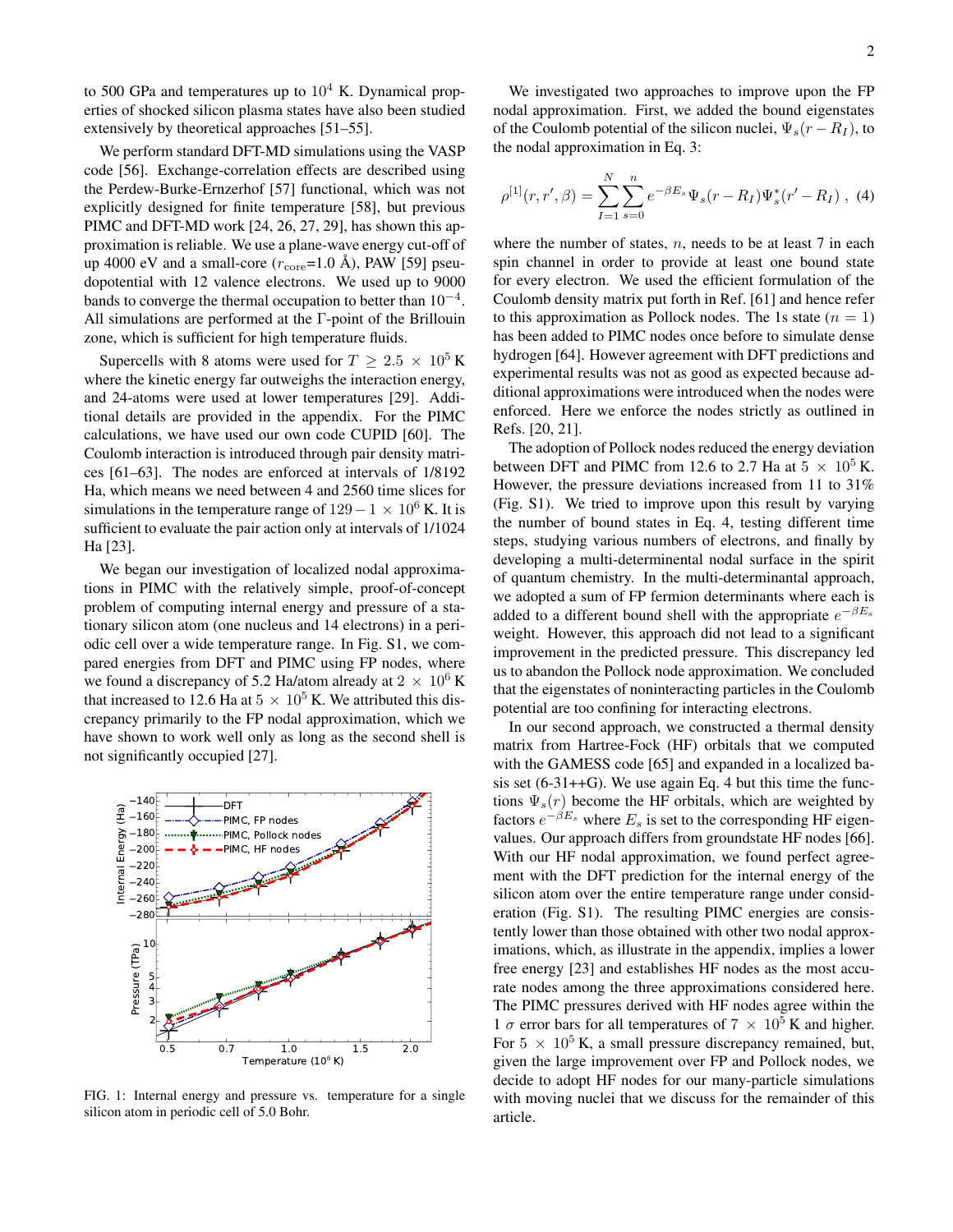to 500 GPa and temperatures up to $10^4$ K. Dynamical properties of shocked silicon plasma states have also been studied extensively by theoretical approaches [51–55].

We perform standard DFT-MD simulations using the VASP code [56]. Exchange-correlation effects are described using the Perdew-Burke-Ernzerhof [57] functional, which was not explicitly designed for finite temperature [58], but previous PIMC and DFT-MD work [24, 26, 27, 29], has shown this approximation is reliable. We use a plane-wave energy cut-off of up 4000 eV and a small-core ($r_{\rm core}$=1.0 Å), PAW [59] pseudopotential with 12 valence electrons. We used up to 9000 bands to converge the thermal occupation to better than $10^{-4}$. All simulations are performed at the Γ-point of the Brillouin zone, which is sufficient for high temperature fluids.

Supercells with 8 atoms were used for $T \geq 2.5 \times 10^5$ K where the kinetic energy far outweighs the interaction energy, and 24-atoms were used at lower temperatures [29]. Additional details are provided in the appendix. For the PIMC calculations, we have used our own code CUPID [60]. The Coulomb interaction is introduced through pair density matrices [61–63]. The nodes are enforced at intervals of 1/8192 Ha, which means we need between 4 and 2560 time slices for simulations in the temperature range of $129 - 1 \times 10^6$ K. It is sufficient to evaluate the pair action only at intervals of 1/1024 Ha [23].

We began our investigation of localized nodal approximations in PIMC with the relatively simple, proof-of-concept problem of computing internal energy and pressure of a stationary silicon atom (one nucleus and 14 electrons) in a periodic cell over a wide temperature range. In Fig. S1, we compared energies from DFT and PIMC using FP nodes, where we found a discrepancy of 5.2 Ha/atom already at $2 \times 10^6$ K that increased to 12.6 Ha at $5 \times 10^5$ K. We attributed this discrepancy primarily to the FP nodal approximation, which we have shown to work well only as long as the second shell is not significantly occupied [27].

FIG. 1: Internal energy and pressure vs. temperature for a single silicon atom in periodic cell of 5.0 Bohr.

We investigated two approaches to improve upon the FP nodal approximation. First, we added the bound eigenstates of the Coulomb potential of the silicon nuclei, $\Psi_s(r - R_I)$, to the nodal approximation in Eq. 3:

$$\rho^{[1]}(r, r', \beta) = \sum_{I=1}^{N} \sum_{s=0}^{n} e^{-\beta E_s} \Psi_s(r - R_I) \Psi_s^*(r' - R_I) \ , \quad (4)$$

where the number of states, $n$, needs to be at least 7 in each spin channel in order to provide at least one bound state for every electron. We used the efficient formulation of the Coulomb density matrix put forth in Ref. [61] and hence refer to this approximation as Pollock nodes. The 1s state ($n = 1$) has been added to PIMC nodes once before to simulate dense hydrogen [64]. However agreement with DFT predictions and experimental results was not as good as expected because additional approximations were introduced when the nodes were enforced. Here we enforce the nodes strictly as outlined in Refs. [20, 21].

The adoption of Pollock nodes reduced the energy deviation between DFT and PIMC from 12.6 to 2.7 Ha at $5 \times 10^5$ K. However, the pressure deviations increased from 11 to 31% (Fig. S1). We tried to improve upon this result by varying the number of bound states in Eq. 4, testing different time steps, studying various numbers of electrons, and finally by developing a multi-determinental nodal surface in the spirit of quantum chemistry. In the multi-determinantal approach, we adopted a sum of FP fermion determinants where each is added to a different bound shell with the appropriate $e^{-\beta E_s}$ weight. However, this approach did not lead to a significant improvement in the predicted pressure. This discrepancy led us to abandon the Pollock node approximation. We concluded that the eigenstates of noninteracting particles in the Coulomb potential are too confining for interacting electrons.

In our second approach, we constructed a thermal density matrix from Hartree-Fock (HF) orbitals that we computed with the GAMESS code [65] and expanded in a localized basis set (6-31++G). We use again Eq. 4 but this time the functions $\Psi_s(r)$ become the HF orbitals, which are weighted by factors $e^{-\beta E_s}$ where $E_s$ is set to the corresponding HF eigenvalues. Our approach differs from groundstate HF nodes [66]. With our HF nodal approximation, we found perfect agreement with the DFT prediction for the internal energy of the silicon atom over the entire temperature range under consideration (Fig. S1). The resulting PIMC energies are consistently lower than those obtained with other two nodal approximations, which, as illustrate in the appendix, implies a lower free energy [23] and establishes HF nodes as the most accurate nodes among the three approximations considered here. The PIMC pressures derived with HF nodes agree within the 1 $\sigma$ error bars for all temperatures of $7 \times 10^5$ K and higher. For $5 \times 10^5$ K, a small pressure discrepancy remained, but, given the large improvement over FP and Pollock nodes, we decide to adopt HF nodes for our many-particle simulations with moving nuclei that we discuss for the remainder of this article.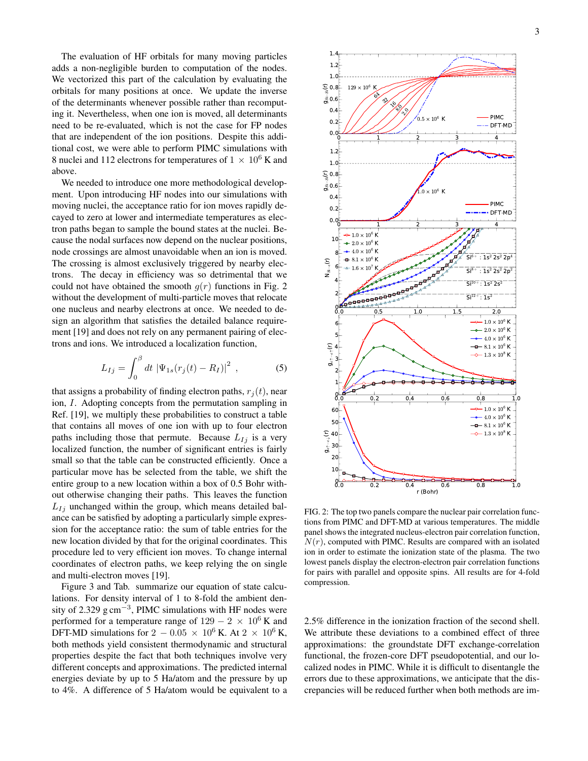The evaluation of HF orbitals for many moving particles adds a non-negligible burden to computation of the nodes. We vectorized this part of the calculation by evaluating the orbitals for many positions at once. We update the inverse of the determinants whenever possible rather than recomputing it. Nevertheless, when one ion is moved, all determinants need to be re-evaluated, which is not the case for FP nodes that are independent of the ion positions. Despite this additional cost, we were able to perform PIMC simulations with 8 nuclei and 112 electrons for temperatures of $1 \times 10^6$ K and above.

We needed to introduce one more methodological development. Upon introducing HF nodes into our simulations with moving nuclei, the acceptance ratio for ion moves rapidly decayed to zero at lower and intermediate temperatures as electron paths began to sample the bound states at the nuclei. Because the nodal surfaces now depend on the nuclear positions, node crossings are almost unavoidable when an ion is moved. The crossing is almost exclusively triggered by nearby electrons. The decay in efficiency was so detrimental that we could not have obtained the smooth $g(r)$ functions in Fig. 2 without the development of multi-particle moves that relocate one nucleus and nearby electrons at once. We needed to design an algorithm that satisfies the detailed balance requirement [19] and does not rely on any permanent pairing of electrons and ions. We introduced a localization function,

$$L_{Ij} = \int_0^\beta dt \, |\Psi_{1s}(r_j(t) - R_I)|^2 \ , \tag{5}$$

that assigns a probability of finding electron paths, $r_j(t)$, near ion, $I$. Adopting concepts from the permutation sampling in Ref. [19], we multiply these probabilities to construct a table that contains all moves of one ion with up to four electron paths including those that permute. Because $L_{Ij}$ is a very localized function, the number of significant entries is fairly small so that the table can be constructed efficiently. Once a particular move has be selected from the table, we shift the entire group to a new location within a box of 0.5 Bohr without otherwise changing their paths. This leaves the function $L_{Ij}$ unchanged within the group, which means detailed balance can be satisfied by adopting a particularly simple expression for the acceptance ratio: the sum of table entries for the new location divided by that for the original coordinates. This procedure led to very efficient ion moves. To change internal coordinates of electron paths, we keep relying the on single and multi-electron moves [19].

Figure 3 and Tab. summarize our equation of state calculations. For density interval of 1 to 8-fold the ambient density of 2.329 g cm$^{-3}$, PIMC simulations with HF nodes were performed for a temperature range of $129 - 2 \times 10^6$ K and DFT-MD simulations for $2 - 0.05 \times 10^6$ K. At $2 \times 10^6$ K, both methods yield consistent thermodynamic and structural properties despite the fact that both techniques involve very different concepts and approximations. The predicted internal energies deviate by up to 5 Ha/atom and the pressure by up to 4%. A difference of 5 Ha/atom would be equivalent to a 2.5% difference in the ionization fraction of the second shell. We attribute these deviations to a combined effect of three approximations: the groundstate DFT exchange-correlation functional, the frozen-core DFT pseudopotential, and our localized nodes in PIMC. While it is difficult to disentangle the errors due to these approximations, we anticipate that the discrepancies will be reduced further when both methods are im-

FIG. 2: The top two panels compare the nuclear pair correlation functions from PIMC and DFT-MD at various temperatures. The middle panel shows the integrated nucleus-electron pair correlation function, $N(r)$, computed with PIMC. Results are compared with an isolated ion in order to estimate the ionization state of the plasma. The two lowest panels display the electron-electron pair correlation functions for pairs with parallel and opposite spins. All results are for 4-fold compression.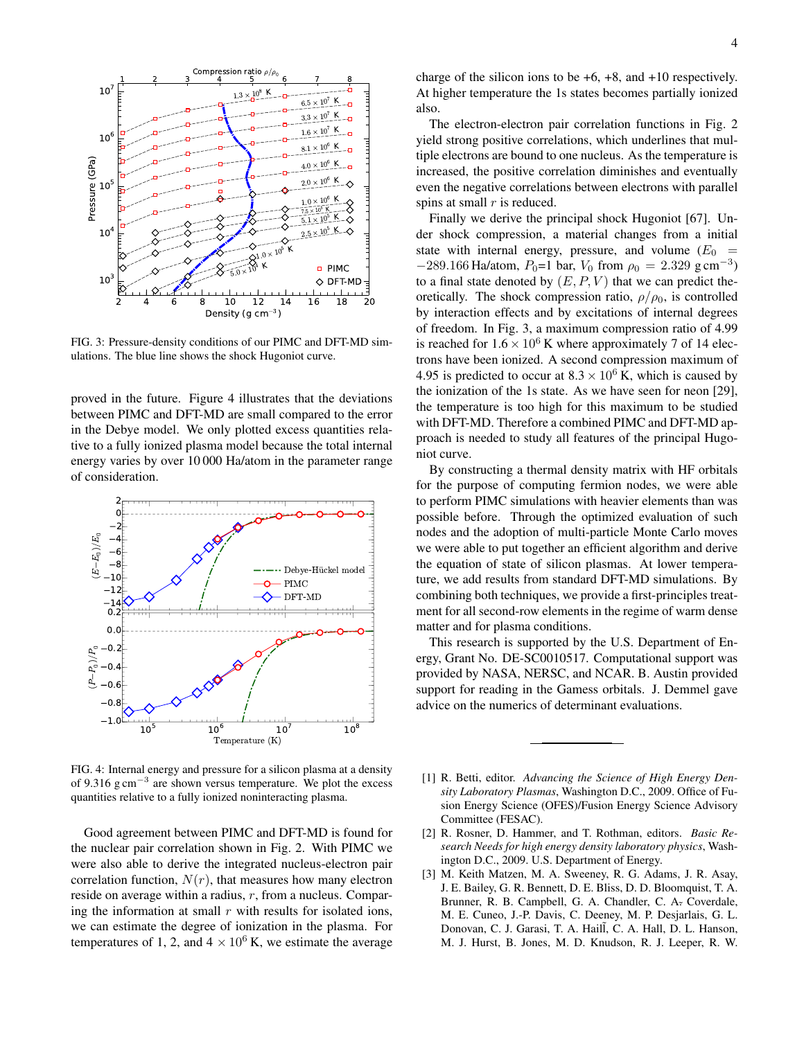FIG. 3: Pressure-density conditions of our PIMC and DFT-MD simulations. The blue line shows the shock Hugoniot curve.

proved in the future. Figure 4 illustrates that the deviations between PIMC and DFT-MD are small compared to the error in the Debye model. We only plotted excess quantities relative to a fully ionized plasma model because the total internal energy varies by over 10 000 Ha/atom in the parameter range of consideration.

FIG. 4: Internal energy and pressure for a silicon plasma at a density of 9.316 g cm$^{-3}$ are shown versus temperature. We plot the excess quantities relative to a fully ionized noninteracting plasma.

Good agreement between PIMC and DFT-MD is found for the nuclear pair correlation shown in Fig. 2. With PIMC we were also able to derive the integrated nucleus-electron pair correlation function, $N(r)$, that measures how many electron reside on average within a radius, $r$, from a nucleus. Comparing the information at small $r$ with results for isolated ions, we can estimate the degree of ionization in the plasma. For temperatures of 1, 2, and $4 \times 10^6$ K, we estimate the average charge of the silicon ions to be +6, +8, and +10 respectively. At higher temperature the 1s states becomes partially ionized also.

The electron-electron pair correlation functions in Fig. 2 yield strong positive correlations, which underlines that multiple electrons are bound to one nucleus. As the temperature is increased, the positive correlation diminishes and eventually even the negative correlations between electrons with parallel spins at small $r$ is reduced.

Finally we derive the principal shock Hugoniot [67]. Under shock compression, a material changes from a initial state with internal energy, pressure, and volume ($E_0 = -289.166$ Ha/atom, $P_0$=1 bar, $V_0$ from $\rho_0 = 2.329$ g cm$^{-3}$) to a final state denoted by $(E, P, V)$ that we can predict theoretically. The shock compression ratio, $\rho/\rho_0$, is controlled by interaction effects and by excitations of internal degrees of freedom. In Fig. 3, a maximum compression ratio of 4.99 is reached for $1.6 \times 10^6$ K where approximately 7 of 14 electrons have been ionized. A second compression maximum of 4.95 is predicted to occur at $8.3 \times 10^6$ K, which is caused by the ionization of the 1s state. As we have seen for neon [29], the temperature is too high for this maximum to be studied with DFT-MD. Therefore a combined PIMC and DFT-MD approach is needed to study all features of the principal Hugoniot curve.

By constructing a thermal density matrix with HF orbitals for the purpose of computing fermion nodes, we were able to perform PIMC simulations with heavier elements than was possible before. Through the optimized evaluation of such nodes and the adoption of multi-particle Monte Carlo moves we were able to put together an efficient algorithm and derive the equation of state of silicon plasmas. At lower temperature, we add results from standard DFT-MD simulations. By combining both techniques, we provide a first-principles treatment for all second-row elements in the regime of warm dense matter and for plasma conditions.

This research is supported by the U.S. Department of Energy, Grant No. DE-SC0010517. Computational support was provided by NASA, NERSC, and NCAR. B. Austin provided support for reading in the Gamess orbitals. J. Demmel gave advice on the numerics of determinant evaluations.

---

[1] R. Betti, editor. *Advancing the Science of High Energy Density Laboratory Plasmas*, Washington D.C., 2009. Office of Fusion Energy Science (OFES)/Fusion Energy Science Advisory Committee (FESAC).

[2] R. Rosner, D. Hammer, and T. Rothman, editors. *Basic Research Needs for high energy density laboratory physics*, Washington D.C., 2009. U.S. Department of Energy.

[3] M. Keith Matzen, M. A. Sweeney, R. G. Adams, J. R. Asay, J. E. Bailey, G. R. Bennett, D. E. Bliss, D. D. Bloomquist, T. A. Brunner, R. B. Campbell, G. A. Chandler, C. A. Coverdale, M. E. Cuneo, J.-P. Davis, C. Deeney, M. P. Desjarlais, G. L. Donovan, C. J. Garasi, T. A. Haill, C. A. Hall, D. L. Hanson, M. J. Hurst, B. Jones, M. D. Knudson, R. J. Leeper, R. W.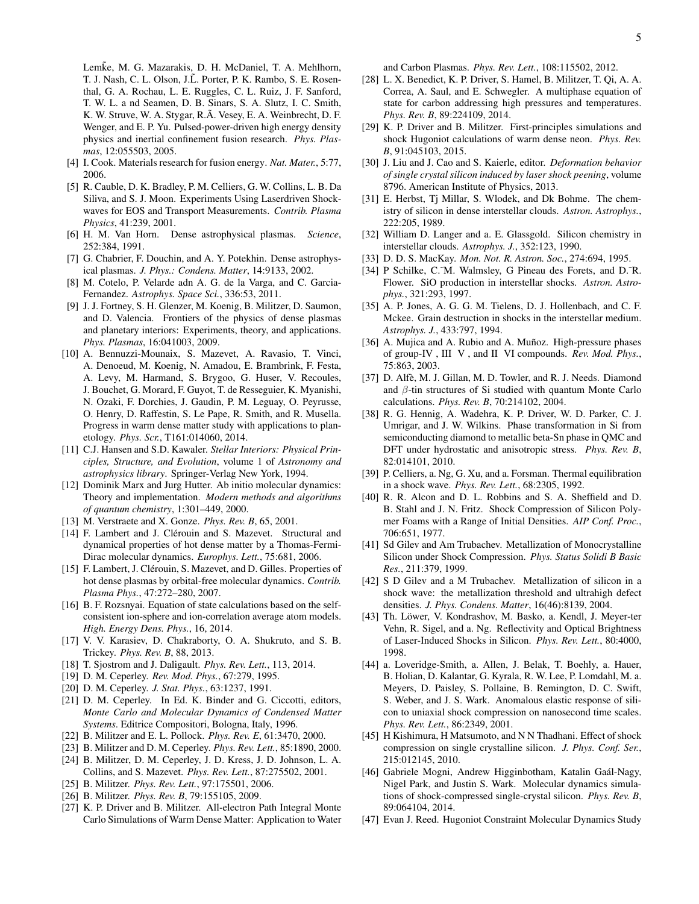Lemke̋, M. G. Mazarakis, D. H. McDaniel, T. A. Mehlhorn, T. J. Nash, C. L. Olson, J.L̃. Porter, P. K. Rambo, S. E. Rosenthal, G. A. Rochau, L. E. Ruggles, C. L. Ruiz, J. F. Sanford, T. W. L. a nd Seamen, D. B. Sinars, S. A. Slutz, I. C. Smith, K. W. Struve, W. A. Stygar, R.Ã. Vesey, E. A. Weinbrecht, D. F. Wenger, and E. P. Yu. Pulsed-power-driven high energy density physics and inertial confinement fusion research. *Phys. Plasmas*, 12:055503, 2005.

[4] I. Cook. Materials research for fusion energy. *Nat. Mater.*, 5:77, 2006.

[5] R. Cauble, D. K. Bradley, P. M. Celliers, G. W. Collins, L. B. Da Siliva, and S. J. Moon. Experiments Using Laserdriven Shockwaves for EOS and Transport Measurements. *Contrib. Plasma Physics*, 41:239, 2001.

[6] H. M. Van Horn. Dense astrophysical plasmas. *Science*, 252:384, 1991.

[7] G. Chabrier, D. Douchin, and A. Y. Potekhin. Dense astrophysical plasmas. *J. Phys.: Condens. Matter*, 14:9133, 2002.

[8] M. Cotelo, P. Velarde adn A. G. de la Varga, and C. Garcia-Fernandez. *Astrophys. Space Sci.*, 336:53, 2011.

[9] J. J. Fortney, S. H. Glenzer, M. Koenig, B. Militzer, D. Saumon, and D. Valencia. Frontiers of the physics of dense plasmas and planetary interiors: Experiments, theory, and applications. *Phys. Plasmas*, 16:041003, 2009.

[10] A. Bennuzzi-Mounaix, S. Mazevet, A. Ravasio, T. Vinci, A. Denoeud, M. Koenig, N. Amadou, E. Brambrink, F. Festa, A. Levy, M. Harmand, S. Brygoo, G. Huser, V. Recoules, J. Bouchet, G. Morard, F. Guyot, T. de Resseguier, K. Myanishi, N. Ozaki, F. Dorchies, J. Gaudin, P. M. Leguay, O. Peyrusse, O. Henry, D. Raffestin, S. Le Pape, R. Smith, and R. Musella. Progress in warm dense matter study with applications to planetology. *Phys. Scr.*, T161:014060, 2014.

[11] C.J. Hansen and S.D. Kawaler. *Stellar Interiors: Physical Principles, Structure, and Evolution*, volume 1 of *Astronomy and astrophysics library*. Springer-Verlag New York, 1994.

[12] Dominik Marx and Jurg Hutter. Ab initio molecular dynamics: Theory and implementation. *Modern methods and algorithms of quantum chemistry*, 1:301–449, 2000.

[13] M. Verstraete and X. Gonze. *Phys. Rev. B*, 65, 2001.

[14] F. Lambert and J. Clérouin and S. Mazevet. Structural and dynamical properties of hot dense matter by a Thomas-Fermi-Dirac molecular dynamics. *Europhys. Lett.*, 75:681, 2006.

[15] F. Lambert, J. Clérouin, S. Mazevet, and D. Gilles. Properties of hot dense plasmas by orbital-free molecular dynamics. *Contrib. Plasma Phys.*, 47:272–280, 2007.

[16] B. F. Rozsnyai. Equation of state calculations based on the self-consistent ion-sphere and ion-correlation average atom models. *High. Energy Dens. Phys.*, 16, 2014.

[17] V. V. Karasiev, D. Chakraborty, O. A. Shukruto, and S. B. Trickey. *Phys. Rev. B*, 88, 2013.

[18] T. Sjostrom and J. Daligault. *Phys. Rev. Lett.*, 113, 2014.

[19] D. M. Ceperley. *Rev. Mod. Phys.*, 67:279, 1995.

[20] D. M. Ceperley. *J. Stat. Phys.*, 63:1237, 1991.

[21] D. M. Ceperley. In Ed. K. Binder and G. Ciccotti, editors, *Monte Carlo and Molecular Dynamics of Condensed Matter Systems*. Editrice Compositori, Bologna, Italy, 1996.

[22] B. Militzer and E. L. Pollock. *Phys. Rev. E*, 61:3470, 2000.

[23] B. Militzer and D. M. Ceperley. *Phys. Rev. Lett.*, 85:1890, 2000.

[24] B. Militzer, D. M. Ceperley, J. D. Kress, J. D. Johnson, L. A. Collins, and S. Mazevet. *Phys. Rev. Lett.*, 87:275502, 2001.

[25] B. Militzer. *Phys. Rev. Lett.*, 97:175501, 2006.

[26] B. Militzer. *Phys. Rev. B*, 79:155105, 2009.

[27] K. P. Driver and B. Militzer. All-electron Path Integral Monte Carlo Simulations of Warm Dense Matter: Application to Water and Carbon Plasmas. *Phys. Rev. Lett.*, 108:115502, 2012.

[28] L. X. Benedict, K. P. Driver, S. Hamel, B. Militzer, T. Qi, A. A. Correa, A. Saul, and E. Schwegler. A multiphase equation of state for carbon addressing high pressures and temperatures. *Phys. Rev. B*, 89:224109, 2014.

[29] K. P. Driver and B. Militzer. First-principles simulations and shock Hugoniot calculations of warm dense neon. *Phys. Rev. B*, 91:045103, 2015.

[30] J. Liu and J. Cao and S. Kaierle, editor. *Deformation behavior of single crystal silicon induced by laser shock peening*, volume 8796. American Institute of Physics, 2013.

[31] E. Herbst, Tj Millar, S. Wlodek, and Dk Bohme. The chemistry of silicon in dense interstellar clouds. *Astron. Astrophys.*, 222:205, 1989.

[32] William D. Langer and a. E. Glassgold. Silicon chemistry in interstellar clouds. *Astrophys. J.*, 352:123, 1990.

[33] D. D. S. MacKay. *Mon. Not. R. Astron. Soc.*, 274:694, 1995.

[34] P Schilke, C.˜M. Walmsley, G Pineau des Forets, and D.˜R. Flower. SiO production in interstellar shocks. *Astron. Astrophys.*, 321:293, 1997.

[35] A. P. Jones, A. G. G. M. Tielens, D. J. Hollenbach, and C. F. Mckee. Grain destruction in shocks in the interstellar medium. *Astrophys. J.*, 433:797, 1994.

[36] A. Mujica and A. Rubio and A. Muñoz. High-pressure phases of group-IV , III V , and II VI compounds. *Rev. Mod. Phys.*, 75:863, 2003.

[37] D. Alfè, M. J. Gillan, M. D. Towler, and R. J. Needs. Diamond and $\beta$-tin structures of Si studied with quantum Monte Carlo calculations. *Phys. Rev. B*, 70:214102, 2004.

[38] R. G. Hennig, A. Wadehra, K. P. Driver, W. D. Parker, C. J. Umrigar, and J. W. Wilkins. Phase transformation in Si from semiconducting diamond to metallic beta-Sn phase in QMC and DFT under hydrostatic and anisotropic stress. *Phys. Rev. B*, 82:014101, 2010.

[39] P. Celliers, a. Ng, G. Xu, and a. Forsman. Thermal equilibration in a shock wave. *Phys. Rev. Lett.*, 68:2305, 1992.

[40] R. R. Alcon and D. L. Robbins and S. A. Sheffield and D. B. Stahl and J. N. Fritz. Shock Compression of Silicon Polymer Foams with a Range of Initial Densities. *AIP Conf. Proc.*, 706:651, 1977.

[41] Sd Gilev and Am Trubachev. Metallization of Monocrystalline Silicon under Shock Compression. *Phys. Status Solidi B Basic Res.*, 211:379, 1999.

[42] S D Gilev and a M Trubachev. Metallization of silicon in a shock wave: the metallization threshold and ultrahigh defect densities. *J. Phys. Condens. Matter*, 16(46):8139, 2004.

[43] Th. Löwer, V. Kondrashov, M. Basko, a. Kendl, J. Meyer-ter Vehn, R. Sigel, and a. Ng. Reflectivity and Optical Brightness of Laser-Induced Shocks in Silicon. *Phys. Rev. Lett.*, 80:4000, 1998.

[44] a. Loveridge-Smith, a. Allen, J. Belak, T. Boehly, a. Hauer, B. Holian, D. Kalantar, G. Kyrala, R. W. Lee, P. Lomdahl, M. a. Meyers, D. Paisley, S. Pollaine, B. Remington, D. C. Swift, S. Weber, and J. S. Wark. Anomalous elastic response of silicon to uniaxial shock compression on nanosecond time scales. *Phys. Rev. Lett.*, 86:2349, 2001.

[45] H Kishimura, H Matsumoto, and N N Thadhani. Effect of shock compression on single crystalline silicon. *J. Phys. Conf. Ser.*, 215:012145, 2010.

[46] Gabriele Mogni, Andrew Higginbotham, Katalin Gaál-Nagy, Nigel Park, and Justin S. Wark. Molecular dynamics simulations of shock-compressed single-crystal silicon. *Phys. Rev. B*, 89:064104, 2014.

[47] Evan J. Reed. Hugoniot Constraint Molecular Dynamics Study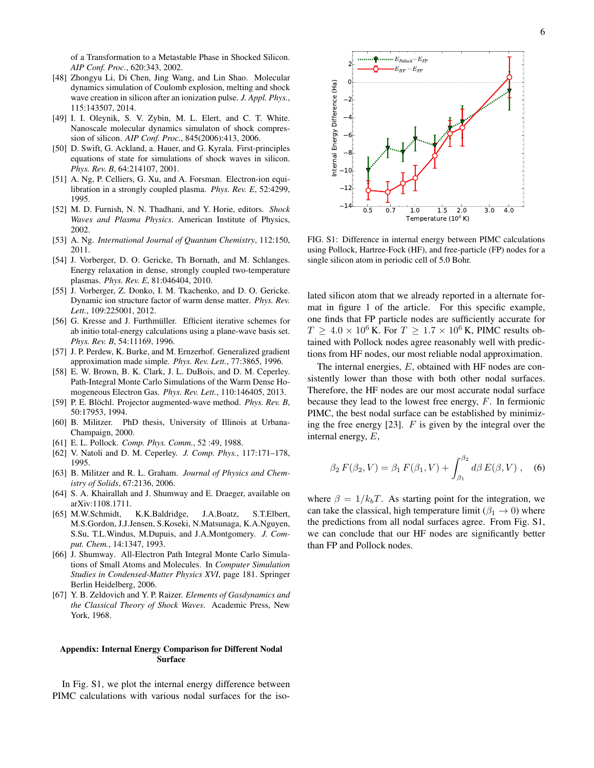of a Transformation to a Metastable Phase in Shocked Silicon. *AIP Conf. Proc.*, 620:343, 2002.

[48] Zhongyu Li, Di Chen, Jing Wang, and Lin Shao. Molecular dynamics simulation of Coulomb explosion, melting and shock wave creation in silicon after an ionization pulse. *J. Appl. Phys.*, 115:143507, 2014.

[49] I. I. Oleynik, S. V. Zybin, M. L. Elert, and C. T. White. Nanoscale molecular dynamics simulaton of shock compression of silicon. *AIP Conf. Proc.*, 845(2006):413, 2006.

[50] D. Swift, G. Ackland, a. Hauer, and G. Kyrala. First-principles equations of state for simulations of shock waves in silicon. *Phys. Rev. B*, 64:214107, 2001.

[51] A. Ng, P. Celliers, G. Xu, and A. Forsman. Electron-ion equilibration in a strongly coupled plasma. *Phys. Rev. E*, 52:4299, 1995.

[52] M. D. Furnish, N. N. Thadhani, and Y. Horie, editors. *Shock Waves and Plasma Physics*. American Institute of Physics, 2002.

[53] A. Ng. *International Journal of Quantum Chemistry*, 112:150, 2011.

[54] J. Vorberger, D. O. Gericke, Th Bornath, and M. Schlanges. Energy relaxation in dense, strongly coupled two-temperature plasmas. *Phys. Rev. E*, 81:046404, 2010.

[55] J. Vorberger, Z. Donko, I. M. Tkachenko, and D. O. Gericke. Dynamic ion structure factor of warm dense matter. *Phys. Rev. Lett.*, 109:225001, 2012.

[56] G. Kresse and J. Furthmüller. Efficient iterative schemes for ab initio total-energy calculations using a plane-wave basis set. *Phys. Rev. B*, 54:11169, 1996.

[57] J. P. Perdew, K. Burke, and M. Ernzerhof. Generalized gradient approximation made simple. *Phys. Rev. Lett.*, 77:3865, 1996.

[58] E. W. Brown, B. K. Clark, J. L. DuBois, and D. M. Ceperley. Path-Integral Monte Carlo Simulations of the Warm Dense Homogeneous Electron Gas. *Phys. Rev. Lett.*, 110:146405, 2013.

[59] P. E. Blöchl. Projector augmented-wave method. *Phys. Rev. B*, 50:17953, 1994.

[60] B. Militzer. PhD thesis, University of Illinois at Urbana-Champaign, 2000.

[61] E. L. Pollock. *Comp. Phys. Comm.*, 52 :49, 1988.

[62] V. Natoli and D. M. Ceperley. *J. Comp. Phys.*, 117:171–178, 1995.

[63] B. Militzer and R. L. Graham. *Journal of Physics and Chemistry of Solids*, 67:2136, 2006.

[64] S. A. Khairallah and J. Shumway and E. Draeger, available on arXiv:1108.1711.

[65] M.W.Schmidt, K.K.Baldridge, J.A.Boatz, S.T.Elbert, M.S.Gordon, J.J.Jensen, S.Koseki, N.Matsunaga, K.A.Nguyen, S.Su, T.L.Windus, M.Dupuis, and J.A.Montgomery. *J. Comput. Chem.*, 14:1347, 1993.

[66] J. Shumway. All-Electron Path Integral Monte Carlo Simulations of Small Atoms and Molecules. In *Computer Simulation Studies in Condensed-Matter Physics XVI*, page 181. Springer Berlin Heidelberg, 2006.

[67] Y. B. Zeldovich and Y. P. Raizer. *Elements of Gasdynamics and the Classical Theory of Shock Waves*. Academic Press, New York, 1968.

## Appendix: Internal Energy Comparison for Different Nodal Surface

In Fig. S1, we plot the internal energy difference between PIMC calculations with various nodal surfaces for the isolated silicon atom that we already reported in a alternate format in figure 1 of the article. For this specific example, one finds that FP particle nodes are sufficiently accurate for $T \geq 4.0 \times 10^6$ K. For $T \geq 1.7 \times 10^6$ K, PIMC results obtained with Pollock nodes agree reasonably well with predictions from HF nodes, our most reliable nodal approximation.

FIG. S1: Difference in internal energy between PIMC calculations using Pollock, Hartree-Fock (HF), and free-particle (FP) nodes for a single silicon atom in periodic cell of 5.0 Bohr.

The internal energies, $E$, obtained with HF nodes are consistently lower than those with both other nodal surfaces. Therefore, the HF nodes are our most accurate nodal surface because they lead to the lowest free energy, $F$. In fermionic PIMC, the best nodal surface can be established by minimizing the free energy [23]. $F$ is given by the integral over the internal energy, $E$,

$$\beta_2 \, F(\beta_2, V) = \beta_1 \, F(\beta_1, V) + \int_{\beta_1}^{\beta_2} d\beta \, E(\beta, V) \; , \quad (6)$$

where $\beta = 1/k_b T$. As starting point for the integration, we can take the classical, high temperature limit ($\beta_1 \to 0$) where the predictions from all nodal surfaces agree. From Fig. S1, we can conclude that our HF nodes are significantly better than FP and Pollock nodes.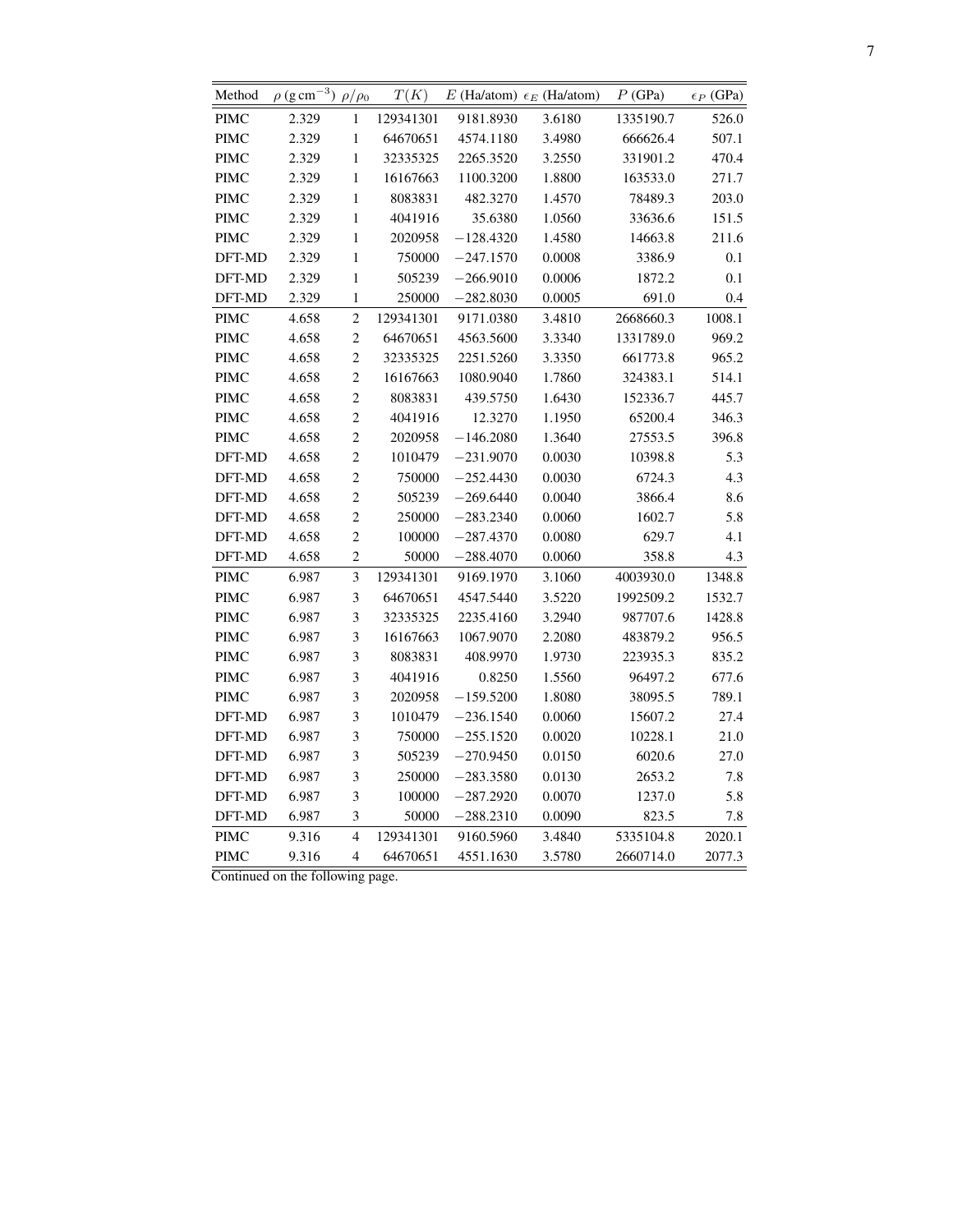| Method | $\rho$ (g cm$^{-3}$) | $\rho/\rho_0$ | $T(K)$ | $E$ (Ha/atom) | $\epsilon_E$ (Ha/atom) | $P$ (GPa) | $\epsilon_P$ (GPa) |
|---|---|---|---|---|---|---|---|
| PIMC | 2.329 | 1 | 129341301 | 9181.8930 | 3.6180 | 1335190.7 | 526.0 |
| PIMC | 2.329 | 1 | 64670651 | 4574.1180 | 3.4980 | 666626.4 | 507.1 |
| PIMC | 2.329 | 1 | 32335325 | 2265.3520 | 3.2550 | 331901.2 | 470.4 |
| PIMC | 2.329 | 1 | 16167663 | 1100.3200 | 1.8800 | 163533.0 | 271.7 |
| PIMC | 2.329 | 1 | 8083831 | 482.3270 | 1.4570 | 78489.3 | 203.0 |
| PIMC | 2.329 | 1 | 4041916 | 35.6380 | 1.0560 | 33636.6 | 151.5 |
| PIMC | 2.329 | 1 | 2020958 | −128.4320 | 1.4580 | 14663.8 | 211.6 |
| DFT-MD | 2.329 | 1 | 750000 | −247.1570 | 0.0008 | 3386.9 | 0.1 |
| DFT-MD | 2.329 | 1 | 505239 | −266.9010 | 0.0006 | 1872.2 | 0.1 |
| DFT-MD | 2.329 | 1 | 250000 | −282.8030 | 0.0005 | 691.0 | 0.4 |
| PIMC | 4.658 | 2 | 129341301 | 9171.0380 | 3.4810 | 2668660.3 | 1008.1 |
| PIMC | 4.658 | 2 | 64670651 | 4563.5600 | 3.3340 | 1331789.0 | 969.2 |
| PIMC | 4.658 | 2 | 32335325 | 2251.5260 | 3.3350 | 661773.8 | 965.2 |
| PIMC | 4.658 | 2 | 16167663 | 1080.9040 | 1.7860 | 324383.1 | 514.1 |
| PIMC | 4.658 | 2 | 8083831 | 439.5750 | 1.6430 | 152336.7 | 445.7 |
| PIMC | 4.658 | 2 | 4041916 | 12.3270 | 1.1950 | 65200.4 | 346.3 |
| PIMC | 4.658 | 2 | 2020958 | −146.2080 | 1.3640 | 27553.5 | 396.8 |
| DFT-MD | 4.658 | 2 | 1010479 | −231.9070 | 0.0030 | 10398.8 | 5.3 |
| DFT-MD | 4.658 | 2 | 750000 | −252.4430 | 0.0030 | 6724.3 | 4.3 |
| DFT-MD | 4.658 | 2 | 505239 | −269.6440 | 0.0040 | 3866.4 | 8.6 |
| DFT-MD | 4.658 | 2 | 250000 | −283.2340 | 0.0060 | 1602.7 | 5.8 |
| DFT-MD | 4.658 | 2 | 100000 | −287.4370 | 0.0080 | 629.7 | 4.1 |
| DFT-MD | 4.658 | 2 | 50000 | −288.4070 | 0.0060 | 358.8 | 4.3 |
| PIMC | 6.987 | 3 | 129341301 | 9169.1970 | 3.1060 | 4003930.0 | 1348.8 |
| PIMC | 6.987 | 3 | 64670651 | 4547.5440 | 3.5220 | 1992509.2 | 1532.7 |
| PIMC | 6.987 | 3 | 32335325 | 2235.4160 | 3.2940 | 987707.6 | 1428.8 |
| PIMC | 6.987 | 3 | 16167663 | 1067.9070 | 2.2080 | 483879.2 | 956.5 |
| PIMC | 6.987 | 3 | 8083831 | 408.9970 | 1.9730 | 223935.3 | 835.2 |
| PIMC | 6.987 | 3 | 4041916 | 0.8250 | 1.5560 | 96497.2 | 677.6 |
| PIMC | 6.987 | 3 | 2020958 | −159.5200 | 1.8080 | 38095.5 | 789.1 |
| DFT-MD | 6.987 | 3 | 1010479 | −236.1540 | 0.0060 | 15607.2 | 27.4 |
| DFT-MD | 6.987 | 3 | 750000 | −255.1520 | 0.0020 | 10228.1 | 21.0 |
| DFT-MD | 6.987 | 3 | 505239 | −270.9450 | 0.0150 | 6020.6 | 27.0 |
| DFT-MD | 6.987 | 3 | 250000 | −283.3580 | 0.0130 | 2653.2 | 7.8 |
| DFT-MD | 6.987 | 3 | 100000 | −287.2920 | 0.0070 | 1237.0 | 5.8 |
| DFT-MD | 6.987 | 3 | 50000 | −288.2310 | 0.0090 | 823.5 | 7.8 |
| PIMC | 9.316 | 4 | 129341301 | 9160.5960 | 3.4840 | 5335104.8 | 2020.1 |
| PIMC | 9.316 | 4 | 64670651 | 4551.1630 | 3.5780 | 2660714.0 | 2077.3 |

Continued on the following page.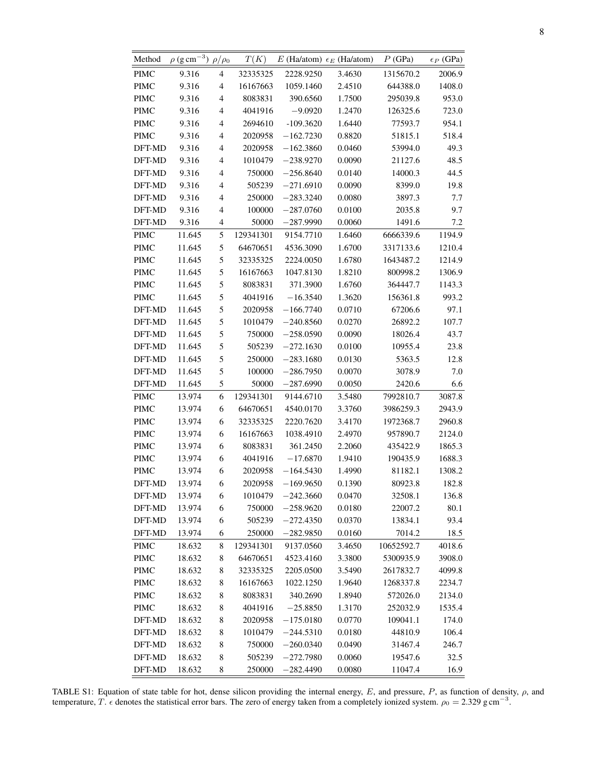| Method | $\rho$ (g cm$^{-3}$) | $\rho/\rho_0$ | $T(K)$ | $E$ (Ha/atom) | $\epsilon_E$ (Ha/atom) | $P$ (GPa) | $\epsilon_P$ (GPa) |
|---|---|---|---|---|---|---|---|
| PIMC | 9.316 | 4 | 32335325 | 2228.9250 | 3.4630 | 1315670.2 | 2006.9 |
| PIMC | 9.316 | 4 | 16167663 | 1059.1460 | 2.4510 | 644388.0 | 1408.0 |
| PIMC | 9.316 | 4 | 8083831 | 390.6560 | 1.7500 | 295039.8 | 953.0 |
| PIMC | 9.316 | 4 | 4041916 | $-9.0920$ | 1.2470 | 126325.6 | 723.0 |
| PIMC | 9.316 | 4 | 2694610 | -109.3620 | 1.6440 | 77593.7 | 954.1 |
| PIMC | 9.316 | 4 | 2020958 | $-162.7230$ | 0.8820 | 51815.1 | 518.4 |
| DFT-MD | 9.316 | 4 | 2020958 | $-162.3860$ | 0.0460 | 53994.0 | 49.3 |
| DFT-MD | 9.316 | 4 | 1010479 | $-238.9270$ | 0.0090 | 21127.6 | 48.5 |
| DFT-MD | 9.316 | 4 | 750000 | $-256.8640$ | 0.0140 | 14000.3 | 44.5 |
| DFT-MD | 9.316 | 4 | 505239 | $-271.6910$ | 0.0090 | 8399.0 | 19.8 |
| DFT-MD | 9.316 | 4 | 250000 | $-283.3240$ | 0.0080 | 3897.3 | 7.7 |
| DFT-MD | 9.316 | 4 | 100000 | $-287.0760$ | 0.0100 | 2035.8 | 9.7 |
| DFT-MD | 9.316 | 4 | 50000 | $-287.9990$ | 0.0060 | 1491.6 | 7.2 |
| PIMC | 11.645 | 5 | 129341301 | 9154.7710 | 1.6460 | 6666339.6 | 1194.9 |
| PIMC | 11.645 | 5 | 64670651 | 4536.3090 | 1.6700 | 3317133.6 | 1210.4 |
| PIMC | 11.645 | 5 | 32335325 | 2224.0050 | 1.6780 | 1643487.2 | 1214.9 |
| PIMC | 11.645 | 5 | 16167663 | 1047.8130 | 1.8210 | 800998.2 | 1306.9 |
| PIMC | 11.645 | 5 | 8083831 | 371.3900 | 1.6760 | 364447.7 | 1143.3 |
| PIMC | 11.645 | 5 | 4041916 | $-16.3540$ | 1.3620 | 156361.8 | 993.2 |
| DFT-MD | 11.645 | 5 | 2020958 | $-166.7740$ | 0.0710 | 67206.6 | 97.1 |
| DFT-MD | 11.645 | 5 | 1010479 | $-240.8560$ | 0.0270 | 26892.2 | 107.7 |
| DFT-MD | 11.645 | 5 | 750000 | $-258.0590$ | 0.0090 | 18026.4 | 43.7 |
| DFT-MD | 11.645 | 5 | 505239 | $-272.1630$ | 0.0100 | 10955.4 | 23.8 |
| DFT-MD | 11.645 | 5 | 250000 | $-283.1680$ | 0.0130 | 5363.5 | 12.8 |
| DFT-MD | 11.645 | 5 | 100000 | $-286.7950$ | 0.0070 | 3078.9 | 7.0 |
| DFT-MD | 11.645 | 5 | 50000 | $-287.6990$ | 0.0050 | 2420.6 | 6.6 |
| PIMC | 13.974 | 6 | 129341301 | 9144.6710 | 3.5480 | 7992810.7 | 3087.8 |
| PIMC | 13.974 | 6 | 64670651 | 4540.0170 | 3.3760 | 3986259.3 | 2943.9 |
| PIMC | 13.974 | 6 | 32335325 | 2220.7620 | 3.4170 | 1972368.7 | 2960.8 |
| PIMC | 13.974 | 6 | 16167663 | 1038.4910 | 2.4970 | 957890.7 | 2124.0 |
| PIMC | 13.974 | 6 | 8083831 | 361.2450 | 2.2060 | 435422.9 | 1865.3 |
| PIMC | 13.974 | 6 | 4041916 | $-17.6870$ | 1.9410 | 190435.9 | 1688.3 |
| PIMC | 13.974 | 6 | 2020958 | $-164.5430$ | 1.4990 | 81182.1 | 1308.2 |
| DFT-MD | 13.974 | 6 | 2020958 | $-169.9650$ | 0.1390 | 80923.8 | 182.8 |
| DFT-MD | 13.974 | 6 | 1010479 | $-242.3660$ | 0.0470 | 32508.1 | 136.8 |
| DFT-MD | 13.974 | 6 | 750000 | $-258.9620$ | 0.0180 | 22007.2 | 80.1 |
| DFT-MD | 13.974 | 6 | 505239 | $-272.4350$ | 0.0370 | 13834.1 | 93.4 |
| DFT-MD | 13.974 | 6 | 250000 | $-282.9850$ | 0.0160 | 7014.2 | 18.5 |
| PIMC | 18.632 | 8 | 129341301 | 9137.0560 | 3.4650 | 10652592.7 | 4018.6 |
| PIMC | 18.632 | 8 | 64670651 | 4523.4160 | 3.3800 | 5300935.9 | 3908.0 |
| PIMC | 18.632 | 8 | 32335325 | 2205.0500 | 3.5490 | 2617832.7 | 4099.8 |
| PIMC | 18.632 | 8 | 16167663 | 1022.1250 | 1.9640 | 1268337.8 | 2234.7 |
| PIMC | 18.632 | 8 | 8083831 | 340.2690 | 1.8940 | 572026.0 | 2134.0 |
| PIMC | 18.632 | 8 | 4041916 | $-25.8850$ | 1.3170 | 252032.9 | 1535.4 |
| DFT-MD | 18.632 | 8 | 2020958 | $-175.0180$ | 0.0770 | 109041.1 | 174.0 |
| DFT-MD | 18.632 | 8 | 1010479 | $-244.5310$ | 0.0180 | 44810.9 | 106.4 |
| DFT-MD | 18.632 | 8 | 750000 | $-260.0340$ | 0.0490 | 31467.4 | 246.7 |
| DFT-MD | 18.632 | 8 | 505239 | $-272.7980$ | 0.0060 | 19547.6 | 32.5 |
| DFT-MD | 18.632 | 8 | 250000 | $-282.4490$ | 0.0080 | 11047.4 | 16.9 |

TABLE S1: Equation of state table for hot, dense silicon providing the internal energy, $E$, and pressure, $P$, as function of density, $\rho$, and temperature, $T$. $\epsilon$ denotes the statistical error bars. The zero of energy taken from a completely ionized system. $\rho_0 = 2.329$ g cm$^{-3}$.